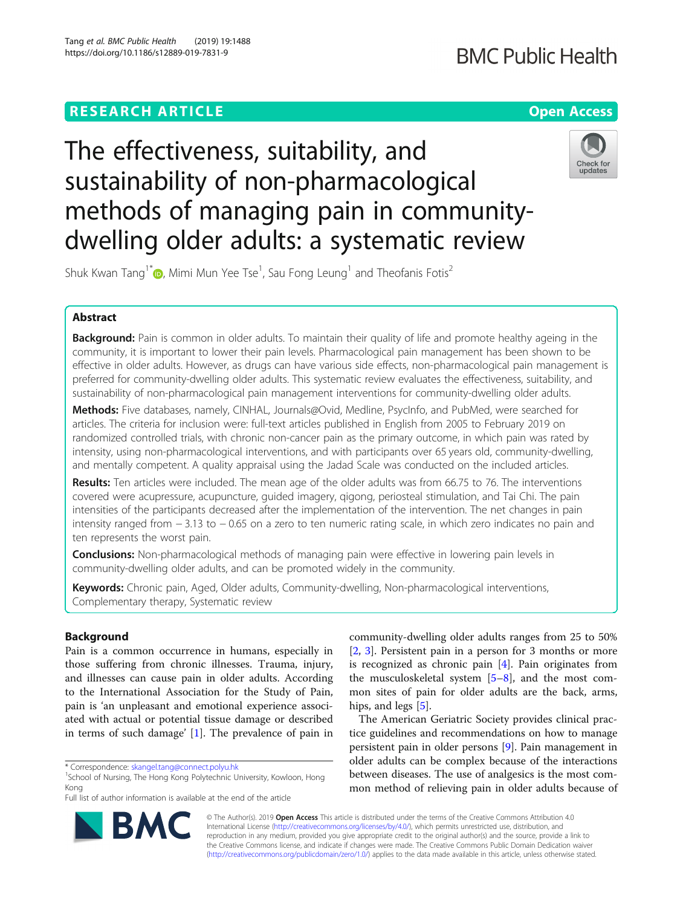RESEARCH ARTICLE

Open Access

# The effectiveness, suitability, and sustainability of non-pharmacological methods of managing pain in community-dwelling older adults: a systematic review

Shuk Kwan Tang[1*], Mimi Mun Yee Tse[1], Sau Fong Leung[1] and Theofanis Fotis[2]

## Abstract

**Background:** Pain is common in older adults. To maintain their quality of life and promote healthy ageing in the community, it is important to lower their pain levels. Pharmacological pain management has been shown to be effective in older adults. However, as drugs can have various side effects, non-pharmacological pain management is preferred for community-dwelling older adults. This systematic review evaluates the effectiveness, suitability, and sustainability of non-pharmacological pain management interventions for community-dwelling older adults.

**Methods:** Five databases, namely, CINHAL, Journals@Ovid, Medline, PsycInfo, and PubMed, were searched for articles. The criteria for inclusion were: full-text articles published in English from 2005 to February 2019 on randomized controlled trials, with chronic non-cancer pain as the primary outcome, in which pain was rated by intensity, using non-pharmacological interventions, and with participants over 65 years old, community-dwelling, and mentally competent. A quality appraisal using the Jadad Scale was conducted on the included articles.

**Results:** Ten articles were included. The mean age of the older adults was from 66.75 to 76. The interventions covered were acupressure, acupuncture, guided imagery, qigong, periosteal stimulation, and Tai Chi. The pain intensities of the participants decreased after the implementation of the intervention. The net changes in pain intensity ranged from − 3.13 to − 0.65 on a zero to ten numeric rating scale, in which zero indicates no pain and ten represents the worst pain.

**Conclusions:** Non-pharmacological methods of managing pain were effective in lowering pain levels in community-dwelling older adults, and can be promoted widely in the community.

**Keywords:** Chronic pain, Aged, Older adults, Community-dwelling, Non-pharmacological interventions, Complementary therapy, Systematic review

## Background

Pain is a common occurrence in humans, especially in those suffering from chronic illnesses. Trauma, injury, and illnesses can cause pain in older adults. According to the International Association for the Study of Pain, pain is 'an unpleasant and emotional experience associated with actual or potential tissue damage or described in terms of such damage' [1]. The prevalence of pain in community-dwelling older adults ranges from 25 to 50% [2, 3]. Persistent pain in a person for 3 months or more is recognized as chronic pain [4]. Pain originates from the musculoskeletal system [5–8], and the most common sites of pain for older adults are the back, arms, hips, and legs [5].

The American Geriatric Society provides clinical practice guidelines and recommendations on how to manage persistent pain in older persons [9]. Pain management in older adults can be complex because of the interactions between diseases. The use of analgesics is the most common method of relieving pain in older adults because of

\* Correspondence: skangel.tang@connect.polyu.hk
[1]School of Nursing, The Hong Kong Polytechnic University, Kowloon, Hong Kong
Full list of author information is available at the end of the article

© The Author(s). 2019 **Open Access** This article is distributed under the terms of the Creative Commons Attribution 4.0 International License (http://creativecommons.org/licenses/by/4.0/), which permits unrestricted use, distribution, and reproduction in any medium, provided you give appropriate credit to the original author(s) and the source, provide a link to the Creative Commons license, and indicate if changes were made. The Creative Commons Public Domain Dedication waiver (http://creativecommons.org/publicdomain/zero/1.0/) applies to the data made available in this article, unless otherwise stated.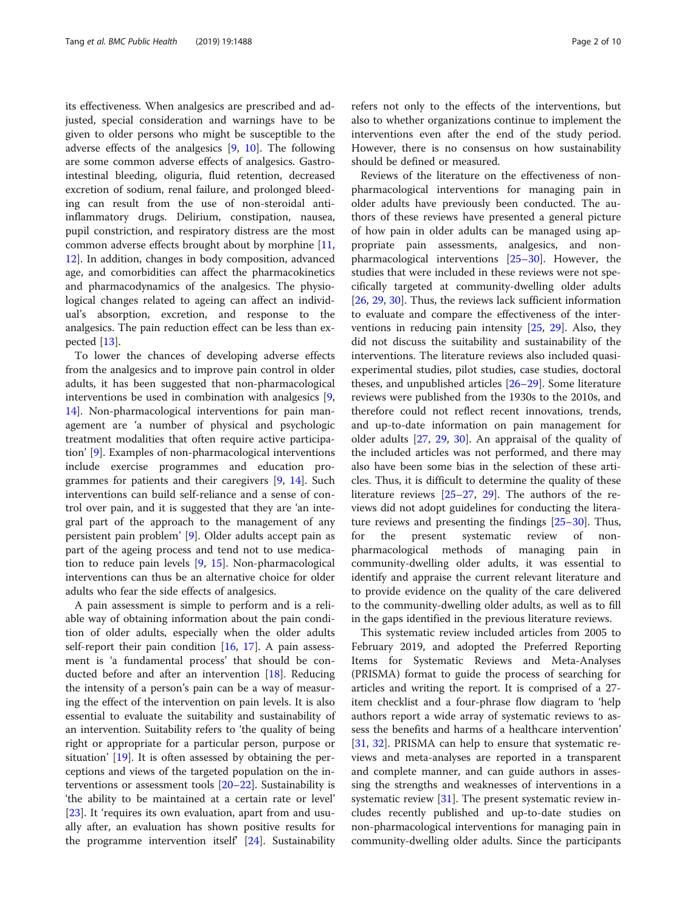its effectiveness. When analgesics are prescribed and adjusted, special consideration and warnings have to be given to older persons who might be susceptible to the adverse effects of the analgesics [9, 10]. The following are some common adverse effects of analgesics. Gastrointestinal bleeding, oliguria, fluid retention, decreased excretion of sodium, renal failure, and prolonged bleeding can result from the use of non-steroidal anti-inflammatory drugs. Delirium, constipation, nausea, pupil constriction, and respiratory distress are the most common adverse effects brought about by morphine [11, 12]. In addition, changes in body composition, advanced age, and comorbidities can affect the pharmacokinetics and pharmacodynamics of the analgesics. The physiological changes related to ageing can affect an individual's absorption, excretion, and response to the analgesics. The pain reduction effect can be less than expected [13].

To lower the chances of developing adverse effects from the analgesics and to improve pain control in older adults, it has been suggested that non-pharmacological interventions be used in combination with analgesics [9, 14]. Non-pharmacological interventions for pain management are 'a number of physical and psychologic treatment modalities that often require active participation' [9]. Examples of non-pharmacological interventions include exercise programmes and education programmes for patients and their caregivers [9, 14]. Such interventions can build self-reliance and a sense of control over pain, and it is suggested that they are 'an integral part of the approach to the management of any persistent pain problem' [9]. Older adults accept pain as part of the ageing process and tend not to use medication to reduce pain levels [9, 15]. Non-pharmacological interventions can thus be an alternative choice for older adults who fear the side effects of analgesics.

A pain assessment is simple to perform and is a reliable way of obtaining information about the pain condition of older adults, especially when the older adults self-report their pain condition [16, 17]. A pain assessment is 'a fundamental process' that should be conducted before and after an intervention [18]. Reducing the intensity of a person's pain can be a way of measuring the effect of the intervention on pain levels. It is also essential to evaluate the suitability and sustainability of an intervention. Suitability refers to 'the quality of being right or appropriate for a particular person, purpose or situation' [19]. It is often assessed by obtaining the perceptions and views of the targeted population on the interventions or assessment tools [20–22]. Sustainability is 'the ability to be maintained at a certain rate or level' [23]. It 'requires its own evaluation, apart from and usually after, an evaluation has shown positive results for the programme intervention itself' [24]. Sustainability refers not only to the effects of the interventions, but also to whether organizations continue to implement the interventions even after the end of the study period. However, there is no consensus on how sustainability should be defined or measured.

Reviews of the literature on the effectiveness of non-pharmacological interventions for managing pain in older adults have previously been conducted. The authors of these reviews have presented a general picture of how pain in older adults can be managed using appropriate pain assessments, analgesics, and non-pharmacological interventions [25–30]. However, the studies that were included in these reviews were not specifically targeted at community-dwelling older adults [26, 29, 30]. Thus, the reviews lack sufficient information to evaluate and compare the effectiveness of the interventions in reducing pain intensity [25, 29]. Also, they did not discuss the suitability and sustainability of the interventions. The literature reviews also included quasi-experimental studies, pilot studies, case studies, doctoral theses, and unpublished articles [26–29]. Some literature reviews were published from the 1930s to the 2010s, and therefore could not reflect recent innovations, trends, and up-to-date information on pain management for older adults [27, 29, 30]. An appraisal of the quality of the included articles was not performed, and there may also have been some bias in the selection of these articles. Thus, it is difficult to determine the quality of these literature reviews [25–27, 29]. The authors of the reviews did not adopt guidelines for conducting the literature reviews and presenting the findings [25–30]. Thus, for the present systematic review of non-pharmacological methods of managing pain in community-dwelling older adults, it was essential to identify and appraise the current relevant literature and to provide evidence on the quality of the care delivered to the community-dwelling older adults, as well as to fill in the gaps identified in the previous literature reviews.

This systematic review included articles from 2005 to February 2019, and adopted the Preferred Reporting Items for Systematic Reviews and Meta-Analyses (PRISMA) format to guide the process of searching for articles and writing the report. It is comprised of a 27-item checklist and a four-phrase flow diagram to 'help authors report a wide array of systematic reviews to assess the benefits and harms of a healthcare intervention' [31, 32]. PRISMA can help to ensure that systematic reviews and meta-analyses are reported in a transparent and complete manner, and can guide authors in assessing the strengths and weaknesses of interventions in a systematic review [31]. The present systematic review includes recently published and up-to-date studies on non-pharmacological interventions for managing pain in community-dwelling older adults. Since the participants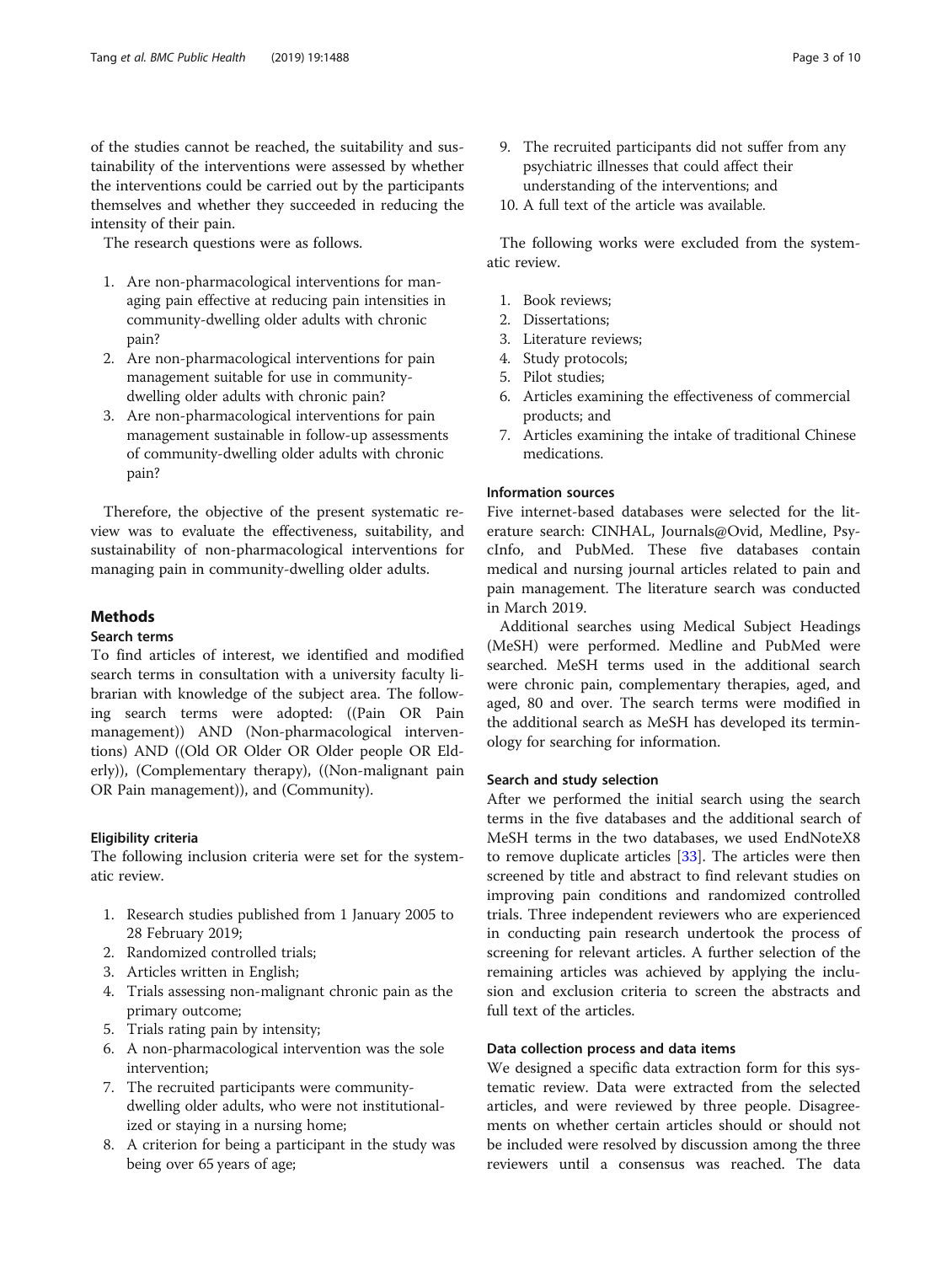of the studies cannot be reached, the suitability and sustainability of the interventions were assessed by whether the interventions could be carried out by the participants themselves and whether they succeeded in reducing the intensity of their pain.

The research questions were as follows.

1. Are non-pharmacological interventions for managing pain effective at reducing pain intensities in community-dwelling older adults with chronic pain?
2. Are non-pharmacological interventions for pain management suitable for use in community-dwelling older adults with chronic pain?
3. Are non-pharmacological interventions for pain management sustainable in follow-up assessments of community-dwelling older adults with chronic pain?

Therefore, the objective of the present systematic review was to evaluate the effectiveness, suitability, and sustainability of non-pharmacological interventions for managing pain in community-dwelling older adults.

## Methods

### Search terms

To find articles of interest, we identified and modified search terms in consultation with a university faculty librarian with knowledge of the subject area. The following search terms were adopted: ((Pain OR Pain management)) AND (Non-pharmacological interventions) AND ((Old OR Older OR Older people OR Elderly)), (Complementary therapy), ((Non-malignant pain OR Pain management)), and (Community).

### Eligibility criteria

The following inclusion criteria were set for the systematic review.

1. Research studies published from 1 January 2005 to 28 February 2019;
2. Randomized controlled trials;
3. Articles written in English;
4. Trials assessing non-malignant chronic pain as the primary outcome;
5. Trials rating pain by intensity;
6. A non-pharmacological intervention was the sole intervention;
7. The recruited participants were community-dwelling older adults, who were not institutionalized or staying in a nursing home;
8. A criterion for being a participant in the study was being over 65 years of age;
9. The recruited participants did not suffer from any psychiatric illnesses that could affect their understanding of the interventions; and
10. A full text of the article was available.

The following works were excluded from the systematic review.

1. Book reviews;
2. Dissertations;
3. Literature reviews;
4. Study protocols;
5. Pilot studies;
6. Articles examining the effectiveness of commercial products; and
7. Articles examining the intake of traditional Chinese medications.

### Information sources

Five internet-based databases were selected for the literature search: CINHAL, Journals@Ovid, Medline, PsycInfo, and PubMed. These five databases contain medical and nursing journal articles related to pain and pain management. The literature search was conducted in March 2019.

Additional searches using Medical Subject Headings (MeSH) were performed. Medline and PubMed were searched. MeSH terms used in the additional search were chronic pain, complementary therapies, aged, and aged, 80 and over. The search terms were modified in the additional search as MeSH has developed its terminology for searching for information.

### Search and study selection

After we performed the initial search using the search terms in the five databases and the additional search of MeSH terms in the two databases, we used EndNoteX8 to remove duplicate articles [33]. The articles were then screened by title and abstract to find relevant studies on improving pain conditions and randomized controlled trials. Three independent reviewers who are experienced in conducting pain research undertook the process of screening for relevant articles. A further selection of the remaining articles was achieved by applying the inclusion and exclusion criteria to screen the abstracts and full text of the articles.

### Data collection process and data items

We designed a specific data extraction form for this systematic review. Data were extracted from the selected articles, and were reviewed by three people. Disagreements on whether certain articles should or should not be included were resolved by discussion among the three reviewers until a consensus was reached. The data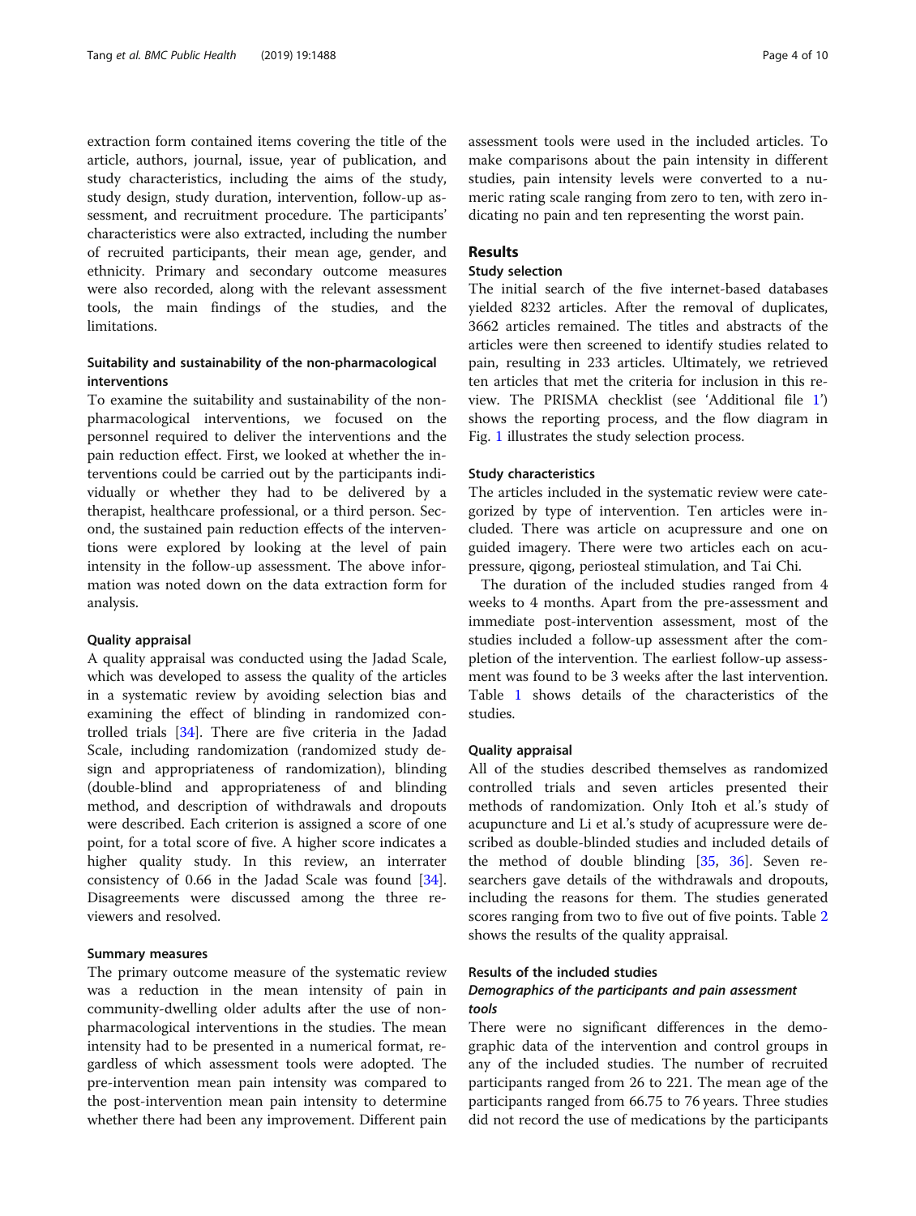extraction form contained items covering the title of the article, authors, journal, issue, year of publication, and study characteristics, including the aims of the study, study design, study duration, intervention, follow-up assessment, and recruitment procedure. The participants' characteristics were also extracted, including the number of recruited participants, their mean age, gender, and ethnicity. Primary and secondary outcome measures were also recorded, along with the relevant assessment tools, the main findings of the studies, and the limitations.

### Suitability and sustainability of the non-pharmacological interventions

To examine the suitability and sustainability of the non-pharmacological interventions, we focused on the personnel required to deliver the interventions and the pain reduction effect. First, we looked at whether the interventions could be carried out by the participants individually or whether they had to be delivered by a therapist, healthcare professional, or a third person. Second, the sustained pain reduction effects of the interventions were explored by looking at the level of pain intensity in the follow-up assessment. The above information was noted down on the data extraction form for analysis.

### Quality appraisal

A quality appraisal was conducted using the Jadad Scale, which was developed to assess the quality of the articles in a systematic review by avoiding selection bias and examining the effect of blinding in randomized controlled trials [34]. There are five criteria in the Jadad Scale, including randomization (randomized study design and appropriateness of randomization), blinding (double-blind and appropriateness of and blinding method, and description of withdrawals and dropouts were described. Each criterion is assigned a score of one point, for a total score of five. A higher score indicates a higher quality study. In this review, an interrater consistency of 0.66 in the Jadad Scale was found [34]. Disagreements were discussed among the three reviewers and resolved.

### Summary measures

The primary outcome measure of the systematic review was a reduction in the mean intensity of pain in community-dwelling older adults after the use of non-pharmacological interventions in the studies. The mean intensity had to be presented in a numerical format, regardless of which assessment tools were adopted. The pre-intervention mean pain intensity was compared to the post-intervention mean pain intensity to determine whether there had been any improvement. Different pain assessment tools were used in the included articles. To make comparisons about the pain intensity in different studies, pain intensity levels were converted to a numeric rating scale ranging from zero to ten, with zero indicating no pain and ten representing the worst pain.

## Results

### Study selection

The initial search of the five internet-based databases yielded 8232 articles. After the removal of duplicates, 3662 articles remained. The titles and abstracts of the articles were then screened to identify studies related to pain, resulting in 233 articles. Ultimately, we retrieved ten articles that met the criteria for inclusion in this review. The PRISMA checklist (see 'Additional file 1') shows the reporting process, and the flow diagram in Fig. 1 illustrates the study selection process.

### Study characteristics

The articles included in the systematic review were categorized by type of intervention. Ten articles were included. There was article on acupressure and one on guided imagery. There were two articles each on acupressure, qigong, periosteal stimulation, and Tai Chi.

The duration of the included studies ranged from 4 weeks to 4 months. Apart from the pre-assessment and immediate post-intervention assessment, most of the studies included a follow-up assessment after the completion of the intervention. The earliest follow-up assessment was found to be 3 weeks after the last intervention. Table 1 shows details of the characteristics of the studies.

### Quality appraisal

All of the studies described themselves as randomized controlled trials and seven articles presented their methods of randomization. Only Itoh et al.'s study of acupuncture and Li et al.'s study of acupressure were described as double-blinded studies and included details of the method of double blinding [35, 36]. Seven researchers gave details of the withdrawals and dropouts, including the reasons for them. The studies generated scores ranging from two to five out of five points. Table 2 shows the results of the quality appraisal.

### Results of the included studies

#### *Demographics of the participants and pain assessment tools*

There were no significant differences in the demographic data of the intervention and control groups in any of the included studies. The number of recruited participants ranged from 26 to 221. The mean age of the participants ranged from 66.75 to 76 years. Three studies did not record the use of medications by the participants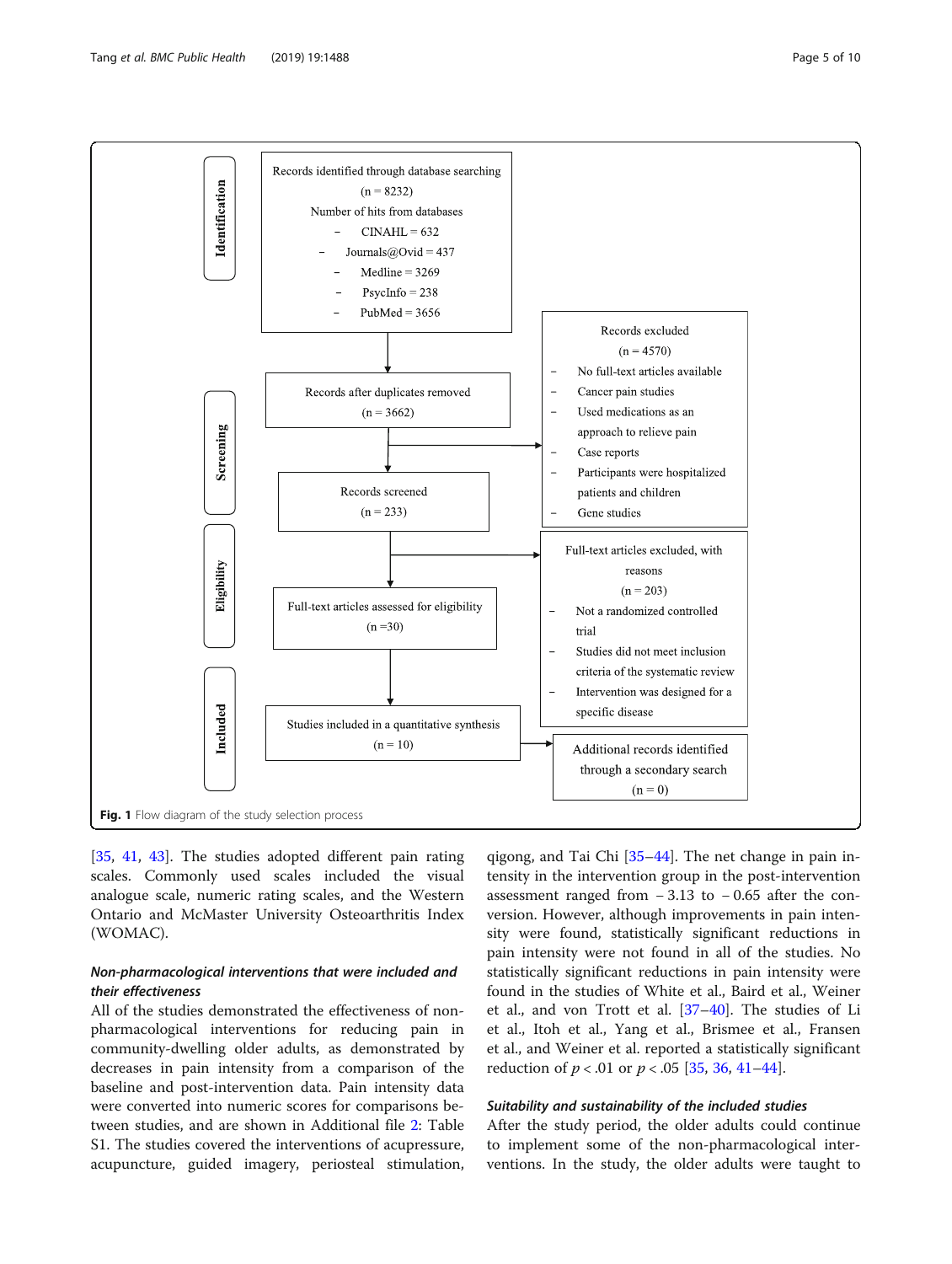**Identification**

Records identified through database searching (n = 8232)

Number of hits from databases

- CINAHL = 632
- Journals@Ovid = 437
- Medline = 3269
- PsycInfo = 238
- PubMed = 3656

**Screening**

Records after duplicates removed (n = 3662)

Records excluded (n = 4570)

- No full-text articles available
- Cancer pain studies
- Used medications as an approach to relieve pain
- Case reports
- Participants were hospitalized patients and children
- Gene studies

Records screened (n = 233)

**Eligibility**

Full-text articles excluded, with reasons (n = 203)

- Not a randomized controlled trial
- Studies did not meet inclusion criteria of the systematic review
- Intervention was designed for a specific disease

Full-text articles assessed for eligibility (n =30)

**Included**

Studies included in a quantitative synthesis (n = 10)

Additional records identified through a secondary search (n = 0)

**Fig. 1** Flow diagram of the study selection process

[35, 41, 43]. The studies adopted different pain rating scales. Commonly used scales included the visual analogue scale, numeric rating scales, and the Western Ontario and McMaster University Osteoarthritis Index (WOMAC).

### *Non-pharmacological interventions that were included and their effectiveness*

All of the studies demonstrated the effectiveness of non-pharmacological interventions for reducing pain in community-dwelling older adults, as demonstrated by decreases in pain intensity from a comparison of the baseline and post-intervention data. Pain intensity data were converted into numeric scores for comparisons between studies, and are shown in Additional file 2: Table S1. The studies covered the interventions of acupressure, acupuncture, guided imagery, periosteal stimulation, qigong, and Tai Chi [35–44]. The net change in pain intensity in the intervention group in the post-intervention assessment ranged from − 3.13 to − 0.65 after the conversion. However, although improvements in pain intensity were found, statistically significant reductions in pain intensity were not found in all of the studies. No statistically significant reductions in pain intensity were found in the studies of White et al., Baird et al., Weiner et al., and von Trott et al. [37–40]. The studies of Li et al., Itoh et al., Yang et al., Brismee et al., Fransen et al., and Weiner et al. reported a statistically significant reduction of $p < .01$ or $p < .05$ [35, 36, 41–44].

### *Suitability and sustainability of the included studies*

After the study period, the older adults could continue to implement some of the non-pharmacological interventions. In the study, the older adults were taught to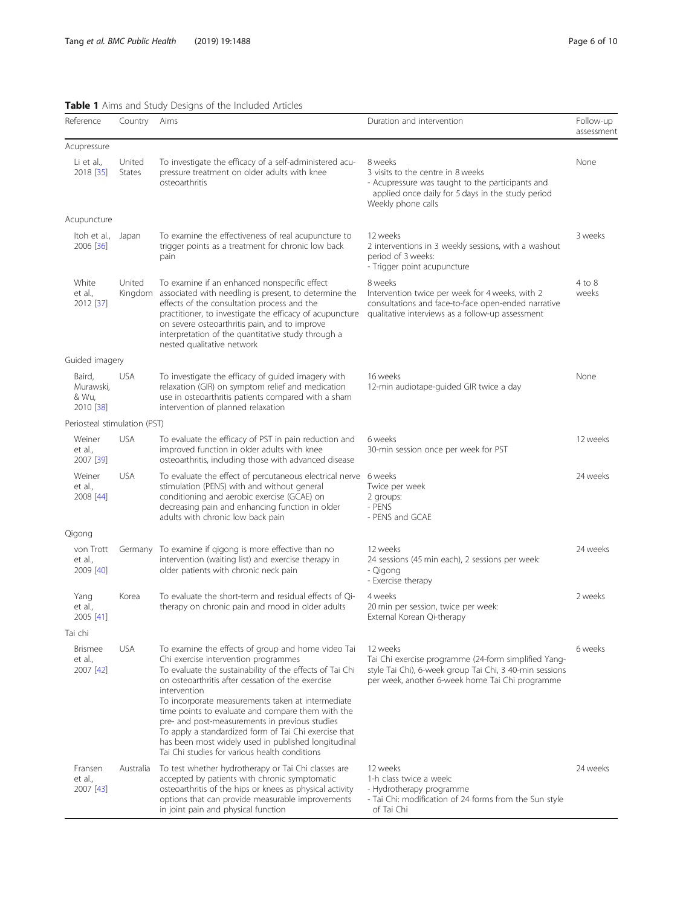**Table 1** Aims and Study Designs of the Included Articles

| Reference | Country | Aims | Duration and intervention | Follow-up assessment |
|---|---|---|---|---|
| Acupressure | | | | |
| Li et al., 2018 [35] | United States | To investigate the efficacy of a self-administered acupressure treatment on older adults with knee osteoarthritis | 8 weeks<br>3 visits to the centre in 8 weeks<br>- Acupressure was taught to the participants and applied once daily for 5 days in the study period<br>Weekly phone calls | None |
| Acupuncture | | | | |
| Itoh et al., 2006 [36] | Japan | To examine the effectiveness of real acupuncture to trigger points as a treatment for chronic low back pain | 12 weeks<br>2 interventions in 3 weekly sessions, with a washout period of 3 weeks:<br>- Trigger point acupuncture | 3 weeks |
| White et al., 2012 [37] | United Kingdom | To examine if an enhanced nonspecific effect associated with needling is present, to determine the effects of the consultation process and the practitioner, to investigate the efficacy of acupuncture on severe osteoarthritis pain, and to improve interpretation of the quantitative study through a nested qualitative network | 8 weeks<br>Intervention twice per week for 4 weeks, with 2 consultations and face-to-face open-ended narrative qualitative interviews as a follow-up assessment | 4 to 8 weeks |
| Guided imagery | | | | |
| Baird, Murawski, & Wu, 2010 [38] | USA | To investigate the efficacy of guided imagery with relaxation (GIR) on symptom relief and medication use in osteoarthritis patients compared with a sham intervention of planned relaxation | 16 weeks<br>12-min audiotape-guided GIR twice a day | None |
| Periosteal stimulation (PST) | | | | |
| Weiner et al., 2007 [39] | USA | To evaluate the efficacy of PST in pain reduction and improved function in older adults with knee osteoarthritis, including those with advanced disease | 6 weeks<br>30-min session once per week for PST | 12 weeks |
| Weiner et al., 2008 [44] | USA | To evaluate the effect of percutaneous electrical nerve stimulation (PENS) with and without general conditioning and aerobic exercise (GCAE) on decreasing pain and enhancing function in older adults with chronic low back pain | 6 weeks<br>Twice per week<br>2 groups:<br>- PENS<br>- PENS and GCAE | 24 weeks |
| Qigong | | | | |
| von Trott et al., 2009 [40] | Germany | To examine if qigong is more effective than no intervention (waiting list) and exercise therapy in older patients with chronic neck pain | 12 weeks<br>24 sessions (45 min each), 2 sessions per week:<br>- Qigong<br>- Exercise therapy | 24 weeks |
| Yang et al., 2005 [41] | Korea | To evaluate the short-term and residual effects of Qi-therapy on chronic pain and mood in older adults | 4 weeks<br>20 min per session, twice per week:<br>External Korean Qi-therapy | 2 weeks |
| Tai chi | | | | |
| Brismee et al., 2007 [42] | USA | To examine the effects of group and home video Tai Chi exercise intervention programmes<br>To evaluate the sustainability of the effects of Tai Chi on osteoarthritis after cessation of the exercise intervention<br>To incorporate measurements taken at intermediate time points to evaluate and compare them with the pre- and post-measurements in previous studies<br>To apply a standardized form of Tai Chi exercise that has been most widely used in published longitudinal Tai Chi studies for various health conditions | 12 weeks<br>Tai Chi exercise programme (24-form simplified Yang-style Tai Chi), 6-week group Tai Chi, 3 40-min sessions per week, another 6-week home Tai Chi programme | 6 weeks |
| Fransen et al., 2007 [43] | Australia | To test whether hydrotherapy or Tai Chi classes are accepted by patients with chronic symptomatic osteoarthritis of the hips or knees as physical activity options that can provide measurable improvements in joint pain and physical function | 12 weeks<br>1-h class twice a week:<br>- Hydrotherapy programme<br>- Tai Chi: modification of 24 forms from the Sun style of Tai Chi | 24 weeks |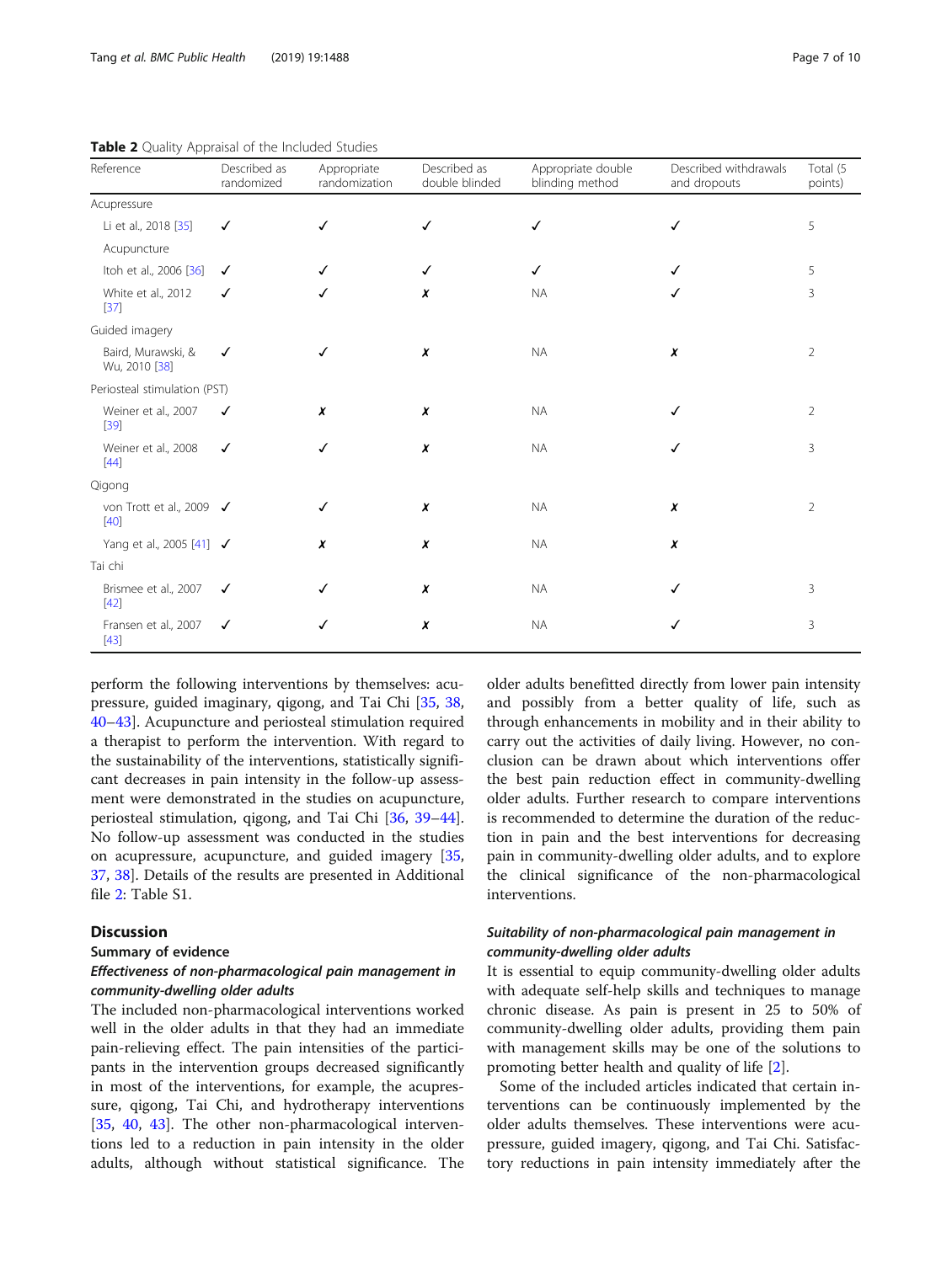**Table 2** Quality Appraisal of the Included Studies

| Reference | Described as randomized | Appropriate randomization | Described as double blinded | Appropriate double blinding method | Described withdrawals and dropouts | Total (5 points) |
|---|---|---|---|---|---|---|
| Acupressure | | | | | | |
| Li et al., 2018 [35] | ✓ | ✓ | ✓ | ✓ | ✓ | 5 |
| Acupuncture | | | | | | |
| Itoh et al., 2006 [36] | ✓ | ✓ | ✓ | ✓ | ✓ | 5 |
| White et al., 2012 [37] | ✓ | ✓ | ✗ | NA | ✓ | 3 |
| Guided imagery | | | | | | |
| Baird, Murawski, & Wu, 2010 [38] | ✓ | ✓ | ✗ | NA | ✗ | 2 |
| Periosteal stimulation (PST) | | | | | | |
| Weiner et al., 2007 [39] | ✓ | ✗ | ✗ | NA | ✓ | 2 |
| Weiner et al., 2008 [44] | ✓ | ✓ | ✗ | NA | ✓ | 3 |
| Qigong | | | | | | |
| von Trott et al., 2009 [40] | ✓ | ✓ | ✗ | NA | ✗ | 2 |
| Yang et al., 2005 [41] | ✓ | ✗ | ✗ | NA | ✗ | |
| Tai chi | | | | | | |
| Brismee et al., 2007 [42] | ✓ | ✓ | ✗ | NA | ✓ | 3 |
| Fransen et al., 2007 [43] | ✓ | ✓ | ✗ | NA | ✓ | 3 |

perform the following interventions by themselves: acupressure, guided imaginary, qigong, and Tai Chi [35, 38, 40–43]. Acupuncture and periosteal stimulation required a therapist to perform the intervention. With regard to the sustainability of the interventions, statistically significant decreases in pain intensity in the follow-up assessment were demonstrated in the studies on acupuncture, periosteal stimulation, qigong, and Tai Chi [36, 39–44]. No follow-up assessment was conducted in the studies on acupressure, acupuncture, and guided imagery [35, 37, 38]. Details of the results are presented in Additional file 2: Table S1.

## Discussion

### Summary of evidence

#### *Effectiveness of non-pharmacological pain management in community-dwelling older adults*

The included non-pharmacological interventions worked well in the older adults in that they had an immediate pain-relieving effect. The pain intensities of the participants in the intervention groups decreased significantly in most of the interventions, for example, the acupressure, qigong, Tai Chi, and hydrotherapy interventions [35, 40, 43]. The other non-pharmacological interventions led to a reduction in pain intensity in the older adults, although without statistical significance. The older adults benefitted directly from lower pain intensity and possibly from a better quality of life, such as through enhancements in mobility and in their ability to carry out the activities of daily living. However, no conclusion can be drawn about which interventions offer the best pain reduction effect in community-dwelling older adults. Further research to compare interventions is recommended to determine the duration of the reduction in pain and the best interventions for decreasing pain in community-dwelling older adults, and to explore the clinical significance of the non-pharmacological interventions.

#### *Suitability of non-pharmacological pain management in community-dwelling older adults*

It is essential to equip community-dwelling older adults with adequate self-help skills and techniques to manage chronic disease. As pain is present in 25 to 50% of community-dwelling older adults, providing them pain with management skills may be one of the solutions to promoting better health and quality of life [2].

Some of the included articles indicated that certain interventions can be continuously implemented by the older adults themselves. These interventions were acupressure, guided imagery, qigong, and Tai Chi. Satisfactory reductions in pain intensity immediately after the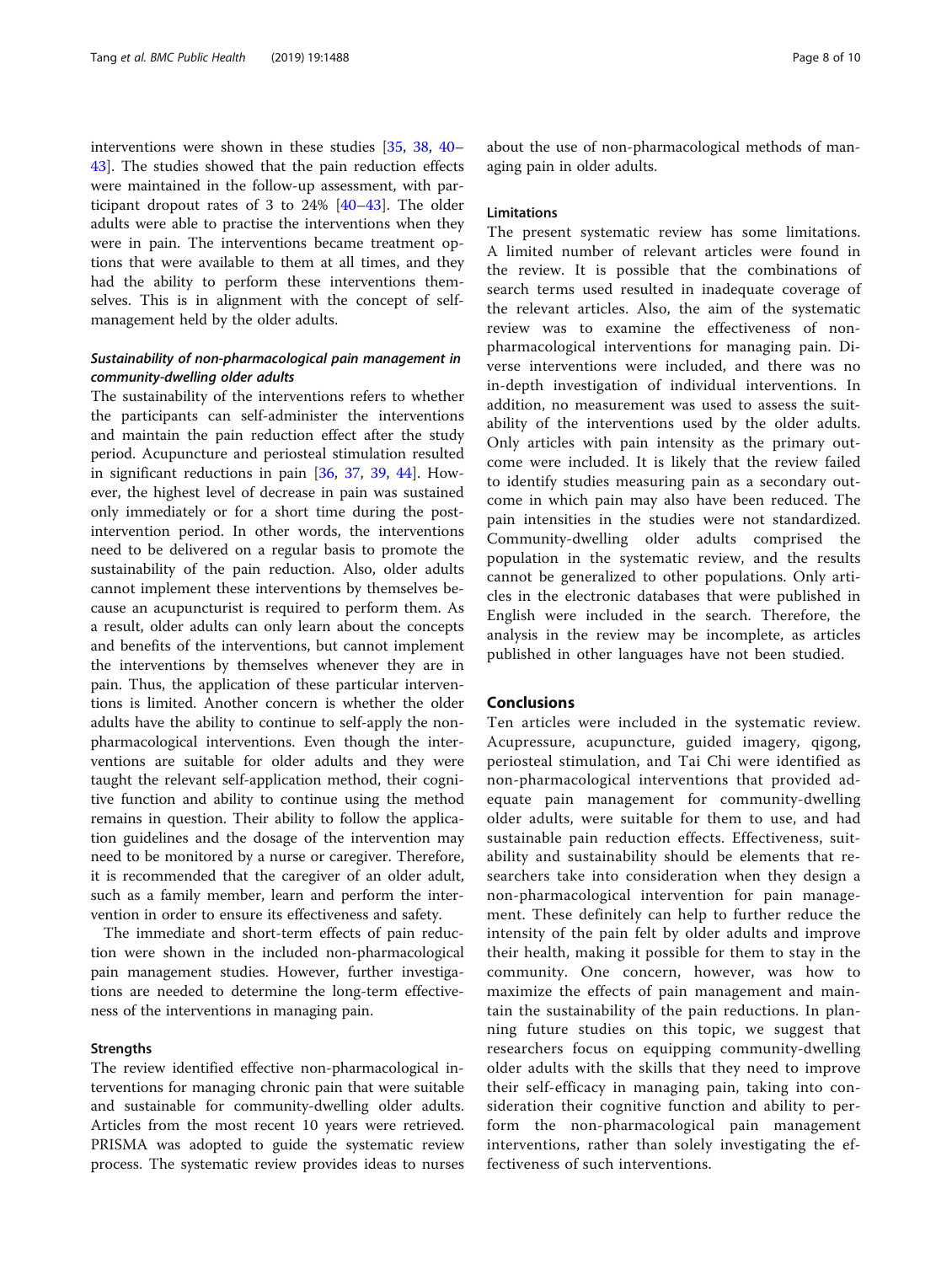interventions were shown in these studies [35, 38, 40–43]. The studies showed that the pain reduction effects were maintained in the follow-up assessment, with participant dropout rates of 3 to 24% [40–43]. The older adults were able to practise the interventions when they were in pain. The interventions became treatment options that were available to them at all times, and they had the ability to perform these interventions themselves. This is in alignment with the concept of self-management held by the older adults.

### *Sustainability of non-pharmacological pain management in community-dwelling older adults*

The sustainability of the interventions refers to whether the participants can self-administer the interventions and maintain the pain reduction effect after the study period. Acupuncture and periosteal stimulation resulted in significant reductions in pain [36, 37, 39, 44]. However, the highest level of decrease in pain was sustained only immediately or for a short time during the post-intervention period. In other words, the interventions need to be delivered on a regular basis to promote the sustainability of the pain reduction. Also, older adults cannot implement these interventions by themselves because an acupuncturist is required to perform them. As a result, older adults can only learn about the concepts and benefits of the interventions, but cannot implement the interventions by themselves whenever they are in pain. Thus, the application of these particular interventions is limited. Another concern is whether the older adults have the ability to continue to self-apply the non-pharmacological interventions. Even though the interventions are suitable for older adults and they were taught the relevant self-application method, their cognitive function and ability to continue using the method remains in question. Their ability to follow the application guidelines and the dosage of the intervention may need to be monitored by a nurse or caregiver. Therefore, it is recommended that the caregiver of an older adult, such as a family member, learn and perform the intervention in order to ensure its effectiveness and safety.

The immediate and short-term effects of pain reduction were shown in the included non-pharmacological pain management studies. However, further investigations are needed to determine the long-term effectiveness of the interventions in managing pain.

### Strengths

The review identified effective non-pharmacological interventions for managing chronic pain that were suitable and sustainable for community-dwelling older adults. Articles from the most recent 10 years were retrieved. PRISMA was adopted to guide the systematic review process. The systematic review provides ideas to nurses about the use of non-pharmacological methods of managing pain in older adults.

### Limitations

The present systematic review has some limitations. A limited number of relevant articles were found in the review. It is possible that the combinations of search terms used resulted in inadequate coverage of the relevant articles. Also, the aim of the systematic review was to examine the effectiveness of non-pharmacological interventions for managing pain. Diverse interventions were included, and there was no in-depth investigation of individual interventions. In addition, no measurement was used to assess the suitability of the interventions used by the older adults. Only articles with pain intensity as the primary outcome were included. It is likely that the review failed to identify studies measuring pain as a secondary outcome in which pain may also have been reduced. The pain intensities in the studies were not standardized. Community-dwelling older adults comprised the population in the systematic review, and the results cannot be generalized to other populations. Only articles in the electronic databases that were published in English were included in the search. Therefore, the analysis in the review may be incomplete, as articles published in other languages have not been studied.

## Conclusions

Ten articles were included in the systematic review. Acupressure, acupuncture, guided imagery, qigong, periosteal stimulation, and Tai Chi were identified as non-pharmacological interventions that provided adequate pain management for community-dwelling older adults, were suitable for them to use, and had sustainable pain reduction effects. Effectiveness, suitability and sustainability should be elements that researchers take into consideration when they design a non-pharmacological intervention for pain management. These definitely can help to further reduce the intensity of the pain felt by older adults and improve their health, making it possible for them to stay in the community. One concern, however, was how to maximize the effects of pain management and maintain the sustainability of the pain reductions. In planning future studies on this topic, we suggest that researchers focus on equipping community-dwelling older adults with the skills that they need to improve their self-efficacy in managing pain, taking into consideration their cognitive function and ability to perform the non-pharmacological pain management interventions, rather than solely investigating the effectiveness of such interventions.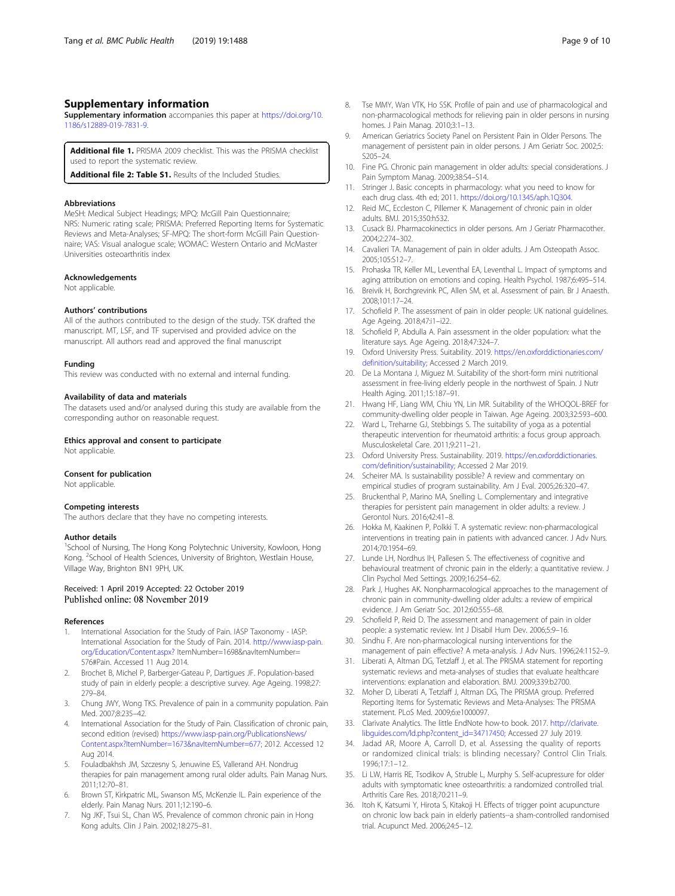## Supplementary information

**Supplementary information** accompanies this paper at https://doi.org/10.1186/s12889-019-7831-9.

**Additional file 1.** PRISMA 2009 checklist. This was the PRISMA checklist used to report the systematic review.

**Additional file 2: Table S1.** Results of the Included Studies.

### Abbreviations

MeSH: Medical Subject Headings; MPQ: McGill Pain Questionnaire; NRS: Numeric rating scale; PRISMA: Preferred Reporting Items for Systematic Reviews and Meta-Analyses; SF-MPQ: The short-form McGill Pain Questionnaire; VAS: Visual analogue scale; WOMAC: Western Ontario and McMaster Universities osteoarthritis index

### Acknowledgements

Not applicable.

### Authors' contributions

All of the authors contributed to the design of the study. TSK drafted the manuscript. MT, LSF, and TF supervised and provided advice on the manuscript. All authors read and approved the final manuscript

### Funding

This review was conducted with no external and internal funding.

### Availability of data and materials

The datasets used and/or analysed during this study are available from the corresponding author on reasonable request.

### Ethics approval and consent to participate

Not applicable.

### Consent for publication

Not applicable.

### Competing interests

The authors declare that they have no competing interests.

### Author details

[1]School of Nursing, The Hong Kong Polytechnic University, Kowloon, Hong Kong. [2]School of Health Sciences, University of Brighton, Westlain House, Village Way, Brighton BN1 9PH, UK.

Received: 1 April 2019 Accepted: 22 October 2019
Published online: 08 November 2019

### References

1. International Association for the Study of Pain. IASP Taxonomy - IASP: International Association for the Study of Pain. 2014. http://www.iasp-pain.org/Education/Content.aspx? ItemNumber=1698&navItemNumber=576#Pain. Accessed 11 Aug 2014.
2. Brochet B, Michel P, Barberger-Gateau P, Dartigues JF. Population-based study of pain in elderly people: a descriptive survey. Age Ageing. 1998;27:279–84.
3. Chung JWY, Wong TKS. Prevalence of pain in a community population. Pain Med. 2007;8:235–42.
4. International Association for the Study of Pain. Classification of chronic pain, second edition (revised) https://www.iasp-pain.org/PublicationsNews/Content.aspx?ItemNumber=1673&navItemNumber=677; 2012. Accessed 12 Aug 2014.
5. Fouladbakhsh JM, Szczesny S, Jenuwine ES, Vallerand AH. Nondrug therapies for pain management among rural older adults. Pain Manag Nurs. 2011;12:70–81.
6. Brown ST, Kirkpatric ML, Swanson MS, McKenzie IL. Pain experience of the elderly. Pain Manag Nurs. 2011;12:190–6.
7. Ng JKF, Tsui SL, Chan WS. Prevalence of common chronic pain in Hong Kong adults. Clin J Pain. 2002;18:275–81.
8. Tse MMY, Wan VTK, Ho SSK. Profile of pain and use of pharmacological and non-pharmacological methods for relieving pain in older persons in nursing homes. J Pain Manag. 2010;3:1–13.
9. American Geriatrics Society Panel on Persistent Pain in Older Persons. The management of persistent pain in older persons. J Am Geriatr Soc. 2002;5:S205–24.
10. Fine PG. Chronic pain management in older adults: special considerations. J Pain Symptom Manag. 2009;38:S4–S14.
11. Stringer J. Basic concepts in pharmacology: what you need to know for each drug class. 4th ed; 2011. https://doi.org/10.1345/aph.1Q304.
12. Reid MC, Eccleston C, Pillemer K. Management of chronic pain in older adults. BMJ. 2015;350:h532.
13. Cusack BJ. Pharmacokinectics in older persons. Am J Geriatr Pharmacother. 2004;2:274–302.
14. Cavalieri TA. Management of pain in older adults. J Am Osteopath Assoc. 2005;105:S12–7.
15. Prohaska TR, Keller ML, Leventhal EA, Leventhal L. Impact of symptoms and aging attribution on emotions and coping. Health Psychol. 1987;6:495–514.
16. Breivik H, Borchgrevink PC, Allen SM, et al. Assessment of pain. Br J Anaesth. 2008;101:17–24.
17. Schofield P. The assessment of pain in older people: UK national guidelines. Age Ageing. 2018;47:i1–i22.
18. Schofield P, Abdulla A. Pain assessment in the older population: what the literature says. Age Ageing. 2018;47:324–7.
19. Oxford University Press. Suitability. 2019. https://en.oxforddictionaries.com/definition/suitability; Accessed 2 March 2019.
20. De La Montana J, Miguez M. Suitability of the short-form mini nutritional assessment in free-living elderly people in the northwest of Spain. J Nutr Health Aging. 2011;15:187–91.
21. Hwang HF, Liang WM, Chiu YN, Lin MR. Suitability of the WHOQOL-BREF for community-dwelling older people in Taiwan. Age Ageing. 2003;32:593–600.
22. Ward L, Treharne GJ, Stebbings S. The suitability of yoga as a potential therapeutic intervention for rheumatoid arthritis: a focus group approach. Musculoskeletal Care. 2011;9:211–21.
23. Oxford University Press. Sustainability. 2019. https://en.oxforddictionaries.com/definition/sustainability; Accessed 2 Mar 2019.
24. Scheirer MA. Is sustainability possible? A review and commentary on empirical studies of program sustainability. Am J Eval. 2005;26:320–47.
25. Bruckenthal P, Marino MA, Snelling L. Complementary and integrative therapies for persistent pain management in older adults: a review. J Gerontol Nurs. 2016;42:41–8.
26. Hokka M, Kaakinen P, Polkki T. A systematic review: non-pharmacological interventions in treating pain in patients with advanced cancer. J Adv Nurs. 2014;70:1954–69.
27. Lunde LH, Nordhus IH, Pallesen S. The effectiveness of cognitive and behavioural treatment of chronic pain in the elderly: a quantitative review. J Clin Psychol Med Settings. 2009;16:254–62.
28. Park J, Hughes AK. Nonpharmacological approaches to the management of chronic pain in community-dwelling older adults: a review of empirical evidence. J Am Geriatr Soc. 2012;60:555–68.
29. Schofield P, Reid D. The assessment and management of pain in older people: a systematic review. Int J Disabil Hum Dev. 2006;5:9–16.
30. Sindhu F. Are non-pharmacological nursing interventions for the management of pain effective? A meta-analysis. J Adv Nurs. 1996;24:1152–9.
31. Liberati A, Altman DG, Tetzlaff J, et al. The PRISMA statement for reporting systematic reviews and meta-analyses of studies that evaluate healthcare interventions: explanation and elaboration. BMJ. 2009;339:b2700.
32. Moher D, Liberati A, Tetzlaff J, Altman DG, The PRISMA group. Preferred Reporting Items for Systematic Reviews and Meta-Analyses: The PRISMA statement. PLoS Med. 2009;6:e1000097.
33. Clarivate Analytics. The little EndNote how-to book. 2017. http://clarivate.libguides.com/ld.php?content_id=34717450; Accessed 27 July 2019.
34. Jadad AR, Moore A, Carroll D, et al. Assessing the quality of reports or randomized clinical trials: is blinding necessary? Control Clin Trials. 1996;17:1–12.
35. Li LW, Harris RE, Tsodikov A, Struble L, Murphy S. Self-acupressure for older adults with symptomatic knee osteoarthritis: a randomized controlled trial. Arthritis Care Res. 2018;70:211–9.
36. Itoh K, Katsumi Y, Hirota S, Kitakoji H. Effects of trigger point acupuncture on chronic low back pain in elderly patients--a sham-controlled randomised trial. Acupunct Med. 2006;24:5–12.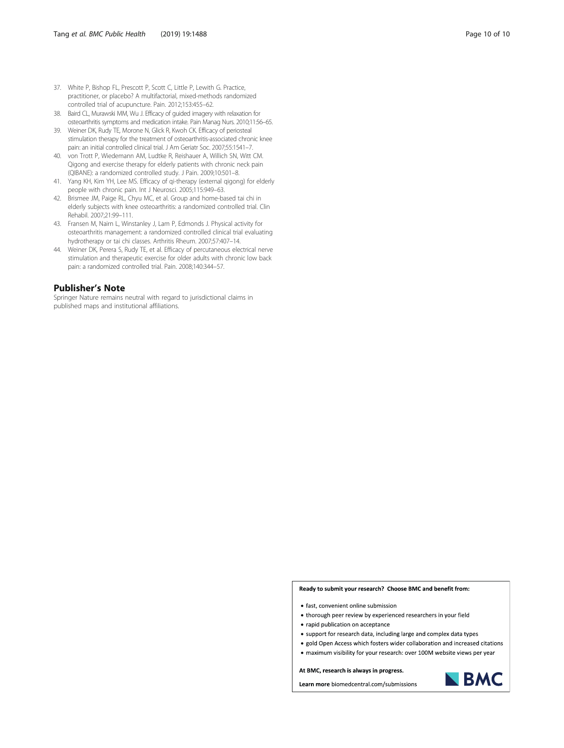37. White P, Bishop FL, Prescott P, Scott C, Little P, Lewith G. Practice, practitioner, or placebo? A multifactorial, mixed-methods randomized controlled trial of acupuncture. Pain. 2012;153:455–62.
38. Baird CL, Murawski MM, Wu J. Efficacy of guided imagery with relaxation for osteoarthritis symptoms and medication intake. Pain Manag Nurs. 2010;11:56–65.
39. Weiner DK, Rudy TE, Morone N, Glick R, Kwoh CK. Efficacy of periosteal stimulation therapy for the treatment of osteoarthritis-associated chronic knee pain: an initial controlled clinical trial. J Am Geriatr Soc. 2007;55:1541–7.
40. von Trott P, Wiedemann AM, Ludtke R, Reishauer A, Willich SN, Witt CM. Qigong and exercise therapy for elderly patients with chronic neck pain (QIBANE): a randomized controlled study. J Pain. 2009;10:501–8.
41. Yang KH, Kim YH, Lee MS. Efficacy of qi-therapy (external qigong) for elderly people with chronic pain. Int J Neurosci. 2005;115:949–63.
42. Brismee JM, Paige RL, Chyu MC, et al. Group and home-based tai chi in elderly subjects with knee osteoarthritis: a randomized controlled trial. Clin Rehabil. 2007;21:99–111.
43. Fransen M, Nairn L, Winstanley J, Lam P, Edmonds J. Physical activity for osteoarthritis management: a randomized controlled clinical trial evaluating hydrotherapy or tai chi classes. Arthritis Rheum. 2007;57:407–14.
44. Weiner DK, Perera S, Rudy TE, et al. Efficacy of percutaneous electrical nerve stimulation and therapeutic exercise for older adults with chronic low back pain: a randomized controlled trial. Pain. 2008;140:344–57.

## Publisher's Note

Springer Nature remains neutral with regard to jurisdictional claims in published maps and institutional affiliations.

**Ready to submit your research? Choose BMC and benefit from:**

- fast, convenient online submission
- thorough peer review by experienced researchers in your field
- rapid publication on acceptance
- support for research data, including large and complex data types
- gold Open Access which fosters wider collaboration and increased citations
- maximum visibility for your research: over 100M website views per year

**At BMC, research is always in progress.**

**Learn more** biomedcentral.com/submissions

BMC